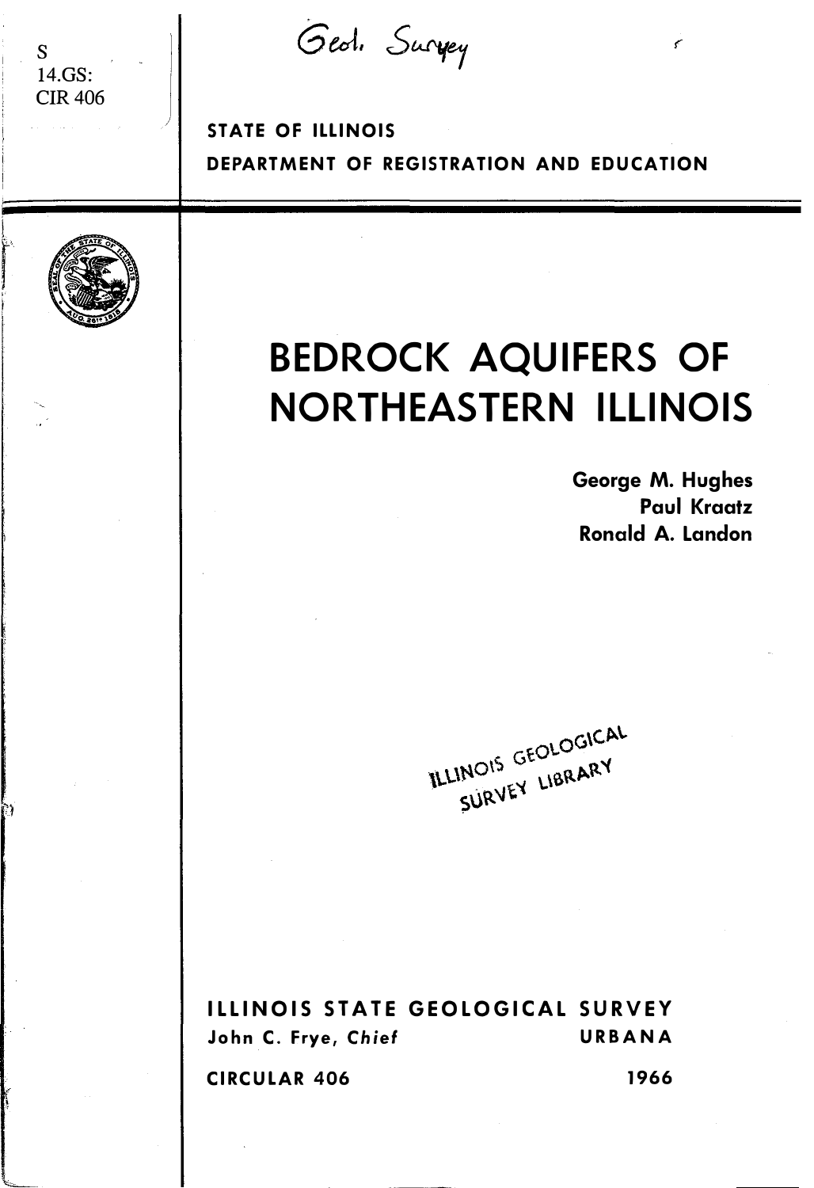S
14.GS:
CIR 406

Geol. Survey

STATE OF ILLINOIS
DEPARTMENT OF REGISTRATION AND EDUCATION

# BEDROCK AQUIFERS OF NORTHEASTERN ILLINOIS

George M. Hughes
Paul Kraatz
Ronald A. Landon

ILLINOIS GEOLOGICAL SURVEY LIBRARY

ILLINOIS STATE GEOLOGICAL SURVEY
John C. Frye, Chief
URBANA

CIRCULAR 406
1966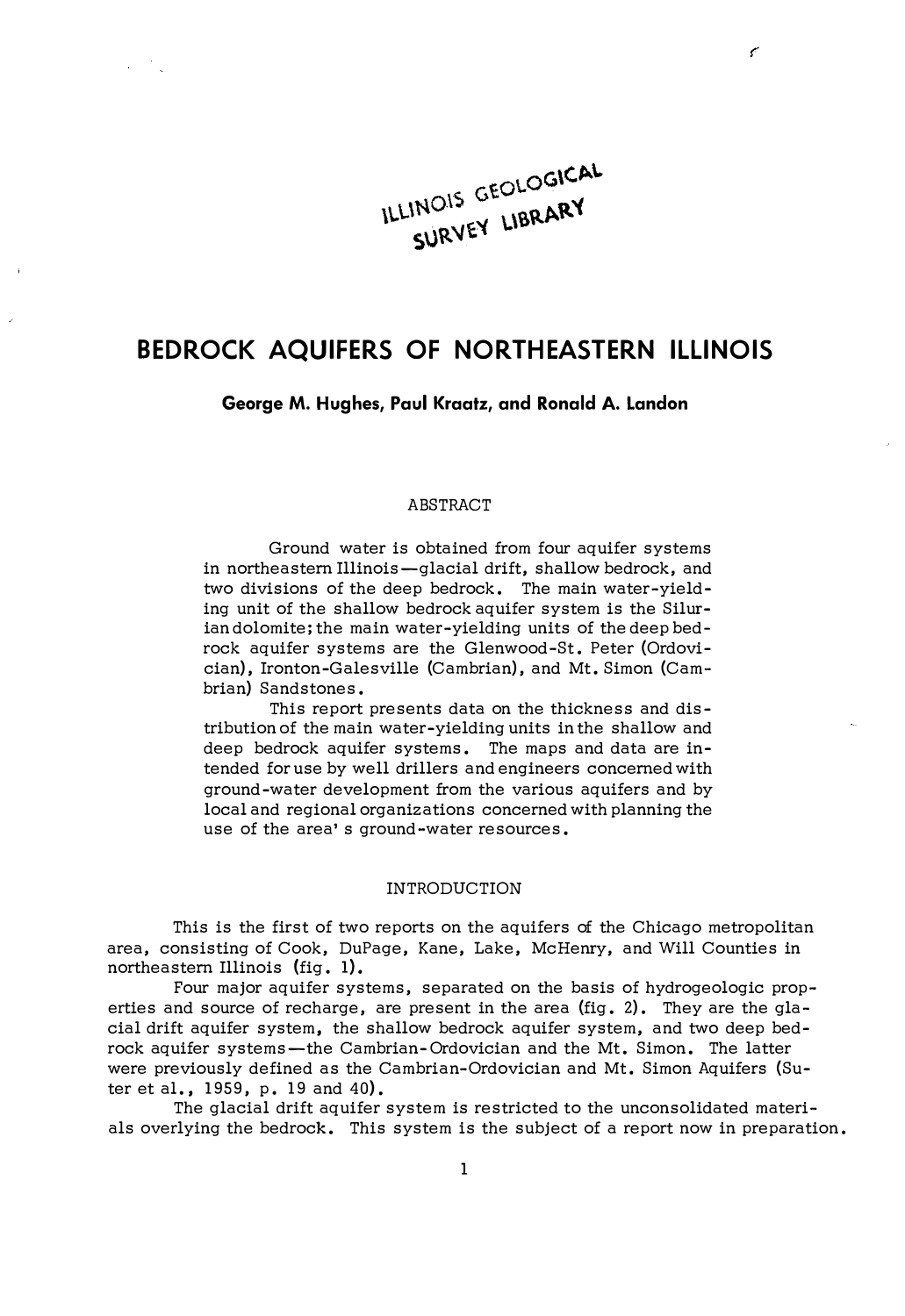ILLINOIS GEOLOGICAL SURVEY LIBRARY

# BEDROCK AQUIFERS OF NORTHEASTERN ILLINOIS

**George M. Hughes, Paul Kraatz, and Ronald A. Landon**

## ABSTRACT

Ground water is obtained from four aquifer systems in northeastern Illinois—glacial drift, shallow bedrock, and two divisions of the deep bedrock. The main water-yielding unit of the shallow bedrock aquifer system is the Silurian dolomite; the main water-yielding units of the deep bedrock aquifer systems are the Glenwood-St. Peter (Ordovician), Ironton-Galesville (Cambrian), and Mt. Simon (Cambrian) Sandstones.

This report presents data on the thickness and distribution of the main water-yielding units in the shallow and deep bedrock aquifer systems. The maps and data are intended for use by well drillers and engineers concerned with ground-water development from the various aquifers and by local and regional organizations concerned with planning the use of the area's ground-water resources.

## INTRODUCTION

This is the first of two reports on the aquifers of the Chicago metropolitan area, consisting of Cook, DuPage, Kane, Lake, McHenry, and Will Counties in northeastern Illinois (fig. 1).

Four major aquifer systems, separated on the basis of hydrogeologic properties and source of recharge, are present in the area (fig. 2). They are the glacial drift aquifer system, the shallow bedrock aquifer system, and two deep bedrock aquifer systems—the Cambrian-Ordovician and the Mt. Simon. The latter were previously defined as the Cambrian-Ordovician and Mt. Simon Aquifers (Suter et al., 1959, p. 19 and 40).

The glacial drift aquifer system is restricted to the unconsolidated materials overlying the bedrock. This system is the subject of a report now in preparation.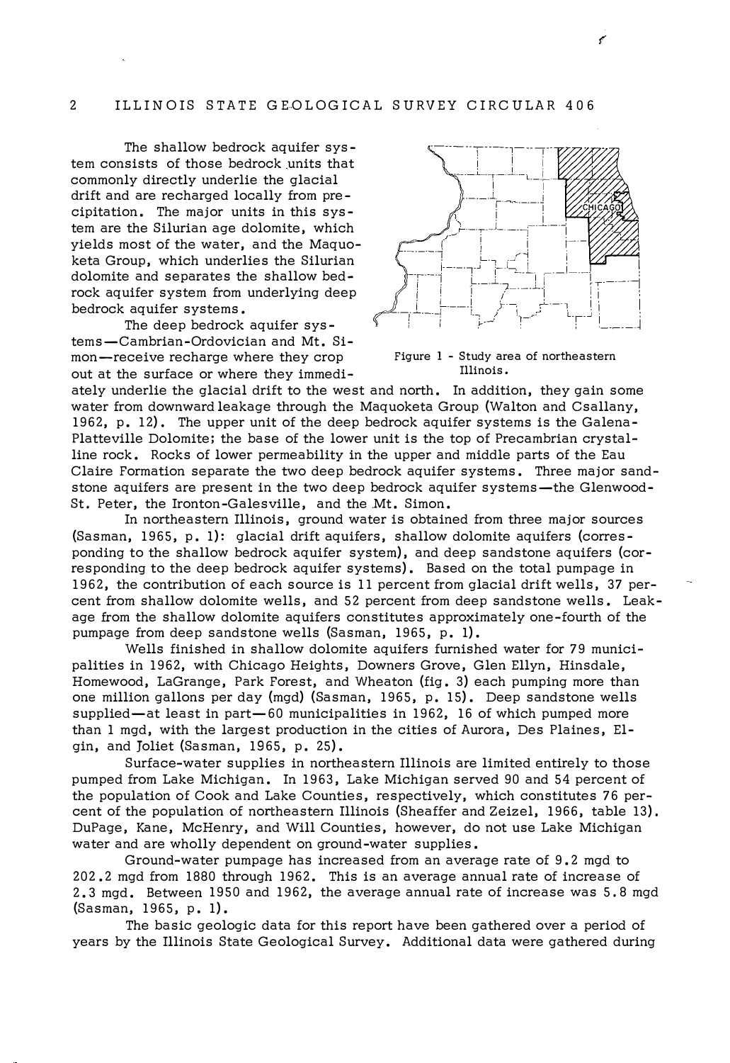The shallow bedrock aquifer system consists of those bedrock units that commonly directly underlie the glacial drift and are recharged locally from precipitation. The major units in this system are the Silurian age dolomite, which yields most of the water, and the Maquoketa Group, which underlies the Silurian dolomite and separates the shallow bedrock aquifer system from underlying deep bedrock aquifer systems.

Figure 1 - Study area of northeastern Illinois.

The deep bedrock aquifer systems—Cambrian-Ordovician and Mt. Simon—receive recharge where they crop out at the surface or where they immediately underlie the glacial drift to the west and north. In addition, they gain some water from downward leakage through the Maquoketa Group (Walton and Csallany, 1962, p. 12). The upper unit of the deep bedrock aquifer systems is the Galena-Platteville Dolomite; the base of the lower unit is the top of Precambrian crystalline rock. Rocks of lower permeability in the upper and middle parts of the Eau Claire Formation separate the two deep bedrock aquifer systems. Three major sandstone aquifers are present in the two deep bedrock aquifer systems—the Glenwood-St. Peter, the Ironton-Galesville, and the Mt. Simon.

In northeastern Illinois, ground water is obtained from three major sources (Sasman, 1965, p. 1): glacial drift aquifers, shallow dolomite aquifers (corresponding to the shallow bedrock aquifer system), and deep sandstone aquifers (corresponding to the deep bedrock aquifer systems). Based on the total pumpage in 1962, the contribution of each source is 11 percent from glacial drift wells, 37 percent from shallow dolomite wells, and 52 percent from deep sandstone wells. Leakage from the shallow dolomite aquifers constitutes approximately one-fourth of the pumpage from deep sandstone wells (Sasman, 1965, p. 1).

Wells finished in shallow dolomite aquifers furnished water for 79 municipalities in 1962, with Chicago Heights, Downers Grove, Glen Ellyn, Hinsdale, Homewood, LaGrange, Park Forest, and Wheaton (fig. 3) each pumping more than one million gallons per day (mgd) (Sasman, 1965, p. 15). Deep sandstone wells supplied—at least in part—60 municipalities in 1962, 16 of which pumped more than 1 mgd, with the largest production in the cities of Aurora, Des Plaines, Elgin, and Joliet (Sasman, 1965, p. 25).

Surface-water supplies in northeastern Illinois are limited entirely to those pumped from Lake Michigan. In 1963, Lake Michigan served 90 and 54 percent of the population of Cook and Lake Counties, respectively, which constitutes 76 percent of the population of northeastern Illinois (Sheaffer and Zeizel, 1966, table 13). DuPage, Kane, McHenry, and Will Counties, however, do not use Lake Michigan water and are wholly dependent on ground-water supplies.

Ground-water pumpage has increased from an average rate of 9.2 mgd to 202.2 mgd from 1880 through 1962. This is an average annual rate of increase of 2.3 mgd. Between 1950 and 1962, the average annual rate of increase was 5.8 mgd (Sasman, 1965, p. 1).

The basic geologic data for this report have been gathered over a period of years by the Illinois State Geological Survey. Additional data were gathered during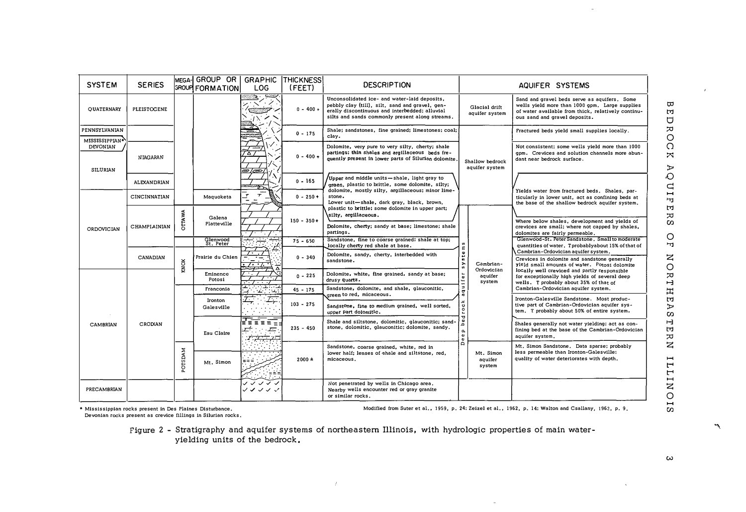| SYSTEM | SERIES | MEGA-GROUP | GROUP OR FORMATION | GRAPHIC LOG | THICKNESS (FEET) | DESCRIPTION | AQUIFER SYSTEMS | |
|---|---|---|---|---|---|---|---|---|
| QUATERNARY | PLEISTOCENE | | | | 0 - 400 + | Unconsolidated ice- and water-laid deposits, pebbly clay (till), silt, sand and gravel, generally discontinuous and interbedded; alluvial silts and sands commonly present along streams. | Glacial drift aquifer system | Sand and gravel beds serve as aquifers. Some wells yield more than 1000 gpm. Large supplies of water available from thick, relatively continuous sand and gravel deposits. |
| PENNSYLVANIAN | | | | | 0 - 175 | Shale; sandstones, fine grained; limestones; coal; clay. | Shallow bedrock aquifer system | Fractured beds yield small supplies locally. |
| MISSISSIPPIAN* DEVONIAN / SILURIAN | NIAGARAN | | | | 0 - 400 + | Dolomite, very pure to very silty, cherty; shale partings; thin shales and argillaceous beds frequently present in lower parts of Silurian dolomite. | | Not consistent; some wells yield more than 1000 gpm. Crevices and solution channels more abundant near bedrock surface. |
| | ALEXANDRIAN | | | | 0 - 165 | | | |
| ORDOVICIAN | CINCINNATIAN | | Maquoketa | | 0 - 250 + | Upper and middle units—shale, light gray to green, plastic to brittle, some dolomite, silty; dolomite, mostly silty, argillaceous; minor limestone. Lower unit—shale, dark gray, black, brown, plastic to brittle; some dolomite in upper part; silty, argillaceous. | | Yields water from fractured beds. Shales, particularly in lower unit, act as confining beds at the base of the shallow bedrock aquifer system. |
| | CHAMPLAINIAN | OTTAWA | Galena Platteville | | 150 - 350 + | Dolomite, cherty; sandy at base; limestone; shale partings. | Deep bedrock aquifer systems — Cambrian-Ordovician aquifer system | Where below shales, development and yields of crevices are small; where not capped by shales, dolomites are fairly permeable. |
| | | | Glenwood St. Peter | | 75 - 650 | Sandstone, fine to coarse grained; shale at top; locally cherty red shale at base. | | Glenwood-St. Peter Sandstone. Small to moderate quantities of water. T probably about 15% of that of Cambrian-Ordovician aquifer system. |
| | CANADIAN | KNOX | Prairie du Chien | | 0 - 340 | Dolomite, sandy, cherty, interbedded with sandstone. | | Crevices in dolomite and sandstone generally yield small amounts of water. Potosi dolomite locally well creviced and partly responsible for exceptionally high yields of several deep wells. T probably about 35% of that of Cambrian-Ordovician aquifer system. |
| CAMBRIAN | CROIXAN | | Eminence Potosi | | 0 - 225 | Dolomite, white, fine grained, sandy at base; drusy quartz. | | |
| | | | Franconia | | 45 - 175 | Sandstone, dolomite, and shale, glauconitic, green to red, micaceous. | | |
| | | | Ironton Galesville | | 103 - 275 | Sandstone, fine to medium grained, well sorted, upper part dolomitic. | | Ironton-Galesville Sandstone. Most productive part of Cambrian-Ordovician aquifer system. T probably about 50% of entire system. |
| | | | Eau Claire | | 235 - 450 | Shale and siltstone, dolomitic, glauconitic; sandstone, dolomitic, glauconitic; dolomite, sandy. | | Shales generally not water yielding; act as confining bed at the base of the Cambrian-Ordovician aquifer system. |
| | | POTSDAM | Mt. Simon | | 2000 ± | Sandstone, coarse grained, white, red in lower half; lenses of shale and siltstone, red, micaceous. | Deep bedrock aquifer systems — Mt. Simon aquifer system | Mt. Simon Sandstone. Data sparse; probably less permeable than Ironton-Galesville; quality of water deteriorates with depth. |
| PRECAMBRIAN | | | | | | Not penetrated by wells in Chicago area. Nearby wells encounter red or gray granite or similar rocks. | | |

\* Mississippian rocks present in Des Plaines Disturbance.
Devonian rocks present as crevice fillings in Silurian rocks.

Modified from Suter et al., 1959, p. 24; Zeizel et al., 1962, p. 14; Walton and Csallany, 1962, p. 9.

Figure 2 - Stratigraphy and aquifer systems of northeastern Illinois, with hydrologic properties of main water-yielding units of the bedrock.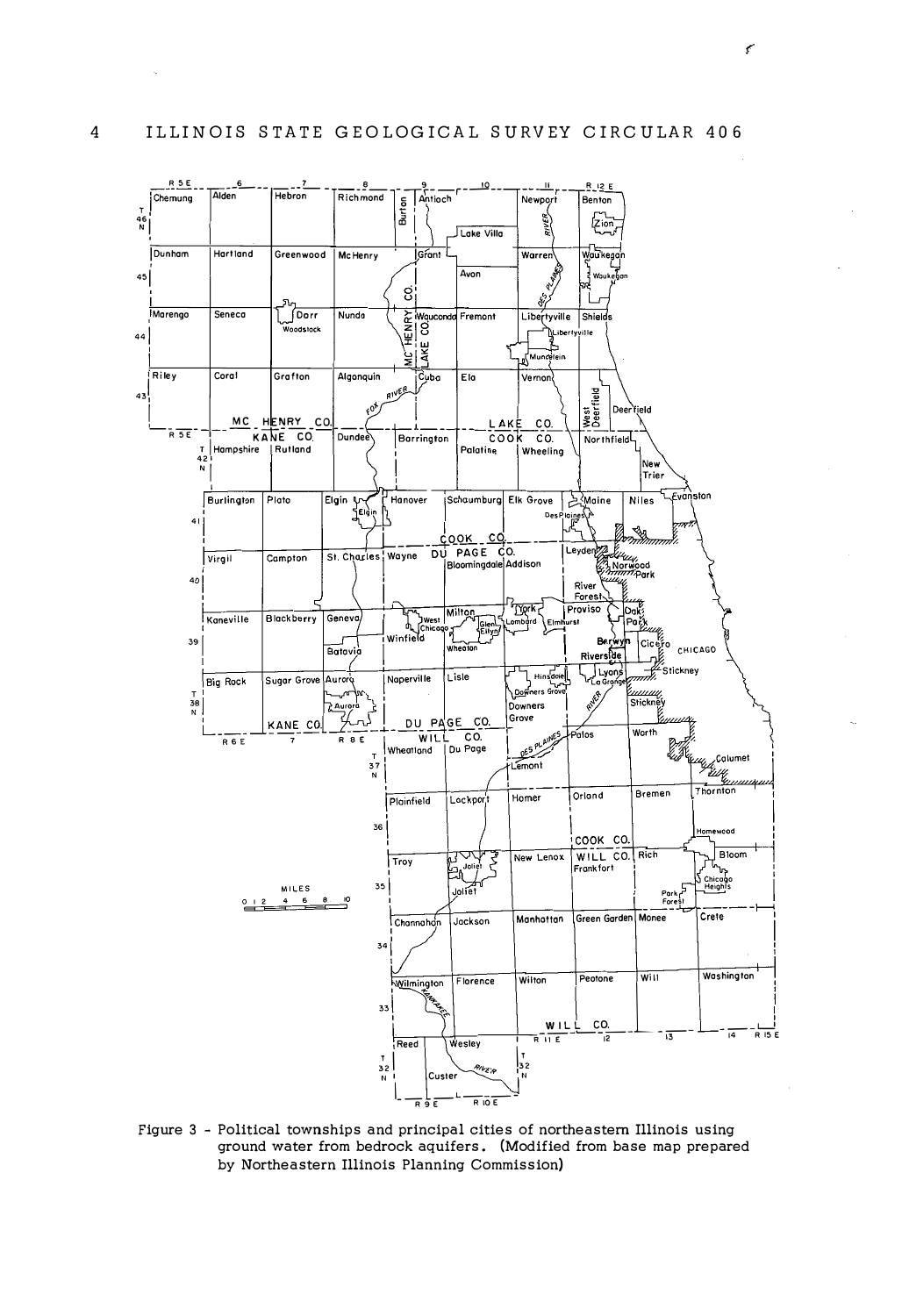Figure 3 - Political townships and principal cities of northeastern Illinois using ground water from bedrock aquifers. (Modified from base map prepared by Northeastern Illinois Planning Commission)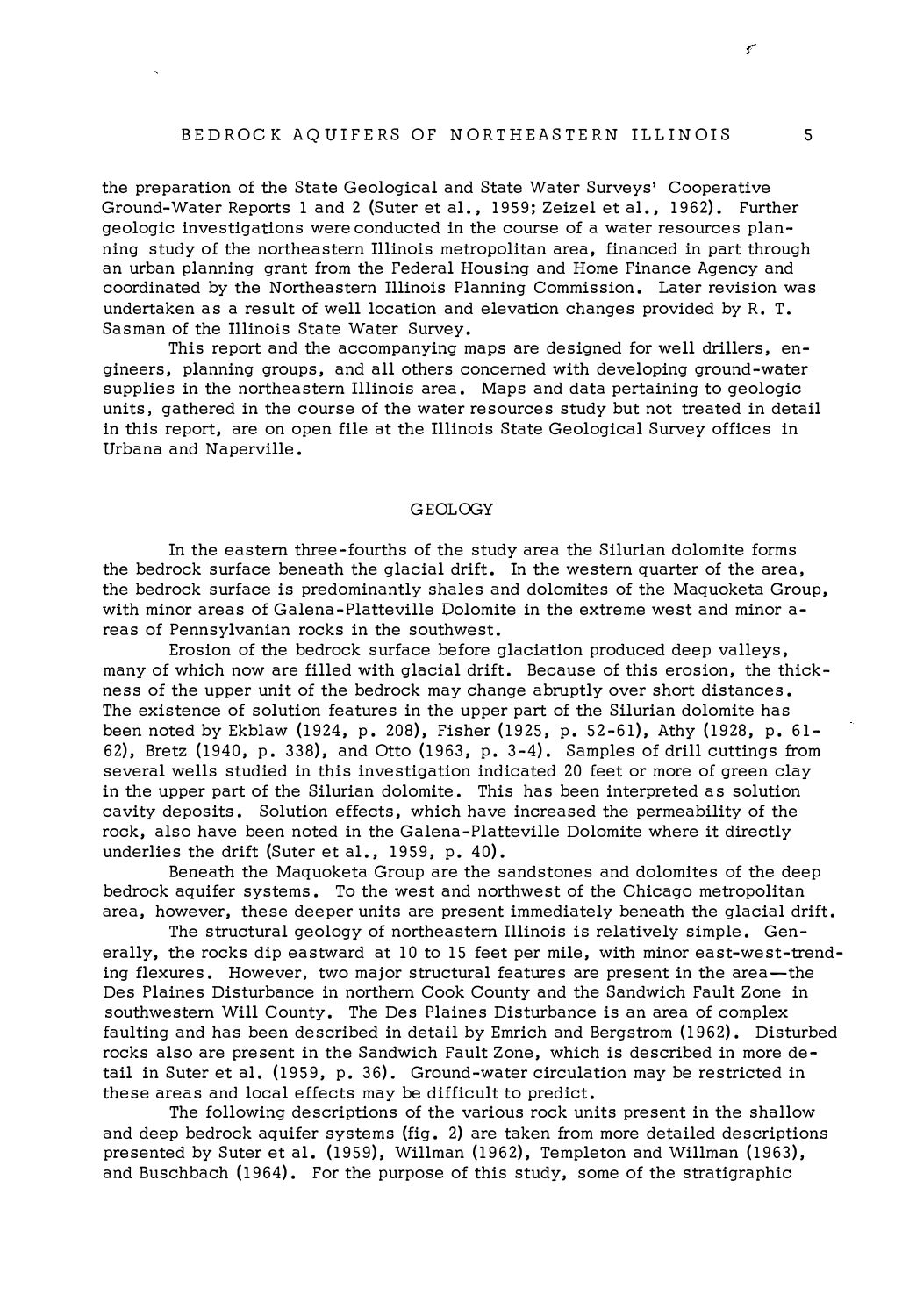the preparation of the State Geological and State Water Surveys' Cooperative Ground-Water Reports 1 and 2 (Suter et al., 1959; Zeizel et al., 1962). Further geologic investigations were conducted in the course of a water resources planning study of the northeastern Illinois metropolitan area, financed in part through an urban planning grant from the Federal Housing and Home Finance Agency and coordinated by the Northeastern Illinois Planning Commission. Later revision was undertaken as a result of well location and elevation changes provided by R. T. Sasman of the Illinois State Water Survey.

This report and the accompanying maps are designed for well drillers, engineers, planning groups, and all others concerned with developing ground-water supplies in the northeastern Illinois area. Maps and data pertaining to geologic units, gathered in the course of the water resources study but not treated in detail in this report, are on open file at the Illinois State Geological Survey offices in Urbana and Naperville.

## GEOLOGY

In the eastern three-fourths of the study area the Silurian dolomite forms the bedrock surface beneath the glacial drift. In the western quarter of the area, the bedrock surface is predominantly shales and dolomites of the Maquoketa Group, with minor areas of Galena-Platteville Dolomite in the extreme west and minor areas of Pennsylvanian rocks in the southwest.

Erosion of the bedrock surface before glaciation produced deep valleys, many of which now are filled with glacial drift. Because of this erosion, the thickness of the upper unit of the bedrock may change abruptly over short distances. The existence of solution features in the upper part of the Silurian dolomite has been noted by Ekblaw (1924, p. 208), Fisher (1925, p. 52-61), Athy (1928, p. 61-62), Bretz (1940, p. 338), and Otto (1963, p. 3-4). Samples of drill cuttings from several wells studied in this investigation indicated 20 feet or more of green clay in the upper part of the Silurian dolomite. This has been interpreted as solution cavity deposits. Solution effects, which have increased the permeability of the rock, also have been noted in the Galena-Platteville Dolomite where it directly underlies the drift (Suter et al., 1959, p. 40).

Beneath the Maquoketa Group are the sandstones and dolomites of the deep bedrock aquifer systems. To the west and northwest of the Chicago metropolitan area, however, these deeper units are present immediately beneath the glacial drift.

The structural geology of northeastern Illinois is relatively simple. Generally, the rocks dip eastward at 10 to 15 feet per mile, with minor east-west-trending flexures. However, two major structural features are present in the area—the Des Plaines Disturbance in northern Cook County and the Sandwich Fault Zone in southwestern Will County. The Des Plaines Disturbance is an area of complex faulting and has been described in detail by Emrich and Bergstrom (1962). Disturbed rocks also are present in the Sandwich Fault Zone, which is described in more detail in Suter et al. (1959, p. 36). Ground-water circulation may be restricted in these areas and local effects may be difficult to predict.

The following descriptions of the various rock units present in the shallow and deep bedrock aquifer systems (fig. 2) are taken from more detailed descriptions presented by Suter et al. (1959), Willman (1962), Templeton and Willman (1963), and Buschbach (1964). For the purpose of this study, some of the stratigraphic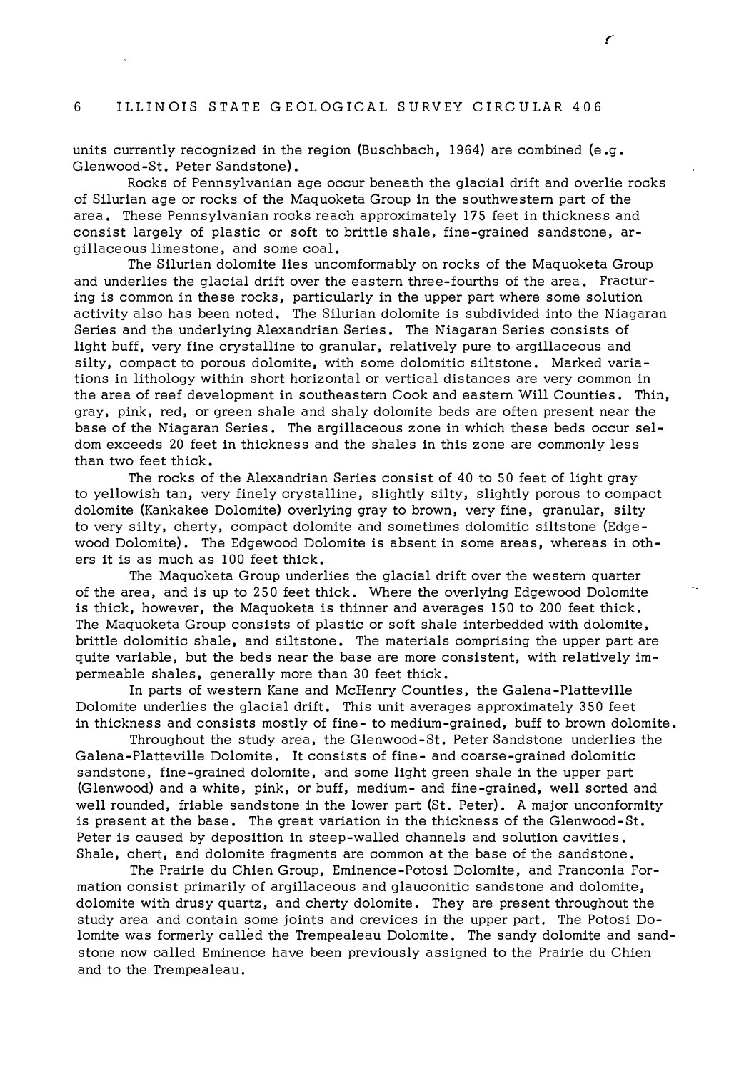units currently recognized in the region (Buschbach, 1964) are combined (e.g. Glenwood-St. Peter Sandstone).

Rocks of Pennsylvanian age occur beneath the glacial drift and overlie rocks of Silurian age or rocks of the Maquoketa Group in the southwestern part of the area. These Pennsylvanian rocks reach approximately 175 feet in thickness and consist largely of plastic or soft to brittle shale, fine-grained sandstone, argillaceous limestone, and some coal.

The Silurian dolomite lies uncomformably on rocks of the Maquoketa Group and underlies the glacial drift over the eastern three-fourths of the area. Fracturing is common in these rocks, particularly in the upper part where some solution activity also has been noted. The Silurian dolomite is subdivided into the Niagaran Series and the underlying Alexandrian Series. The Niagaran Series consists of light buff, very fine crystalline to granular, relatively pure to argillaceous and silty, compact to porous dolomite, with some dolomitic siltstone. Marked variations in lithology within short horizontal or vertical distances are very common in the area of reef development in southeastern Cook and eastern Will Counties. Thin, gray, pink, red, or green shale and shaly dolomite beds are often present near the base of the Niagaran Series. The argillaceous zone in which these beds occur seldom exceeds 20 feet in thickness and the shales in this zone are commonly less than two feet thick.

The rocks of the Alexandrian Series consist of 40 to 50 feet of light gray to yellowish tan, very finely crystalline, slightly silty, slightly porous to compact dolomite (Kankakee Dolomite) overlying gray to brown, very fine, granular, silty to very silty, cherty, compact dolomite and sometimes dolomitic siltstone (Edgewood Dolomite). The Edgewood Dolomite is absent in some areas, whereas in others it is as much as 100 feet thick.

The Maquoketa Group underlies the glacial drift over the western quarter of the area, and is up to 250 feet thick. Where the overlying Edgewood Dolomite is thick, however, the Maquoketa is thinner and averages 150 to 200 feet thick. The Maquoketa Group consists of plastic or soft shale interbedded with dolomite, brittle dolomitic shale, and siltstone. The materials comprising the upper part are quite variable, but the beds near the base are more consistent, with relatively impermeable shales, generally more than 30 feet thick.

In parts of western Kane and McHenry Counties, the Galena-Platteville Dolomite underlies the glacial drift. This unit averages approximately 350 feet in thickness and consists mostly of fine- to medium-grained, buff to brown dolomite.

Throughout the study area, the Glenwood-St. Peter Sandstone underlies the Galena-Platteville Dolomite. It consists of fine- and coarse-grained dolomitic sandstone, fine-grained dolomite, and some light green shale in the upper part (Glenwood) and a white, pink, or buff, medium- and fine-grained, well sorted and well rounded, friable sandstone in the lower part (St. Peter). A major unconformity is present at the base. The great variation in the thickness of the Glenwood-St. Peter is caused by deposition in steep-walled channels and solution cavities. Shale, chert, and dolomite fragments are common at the base of the sandstone.

The Prairie du Chien Group, Eminence-Potosi Dolomite, and Franconia Formation consist primarily of argillaceous and glauconitic sandstone and dolomite, dolomite with drusy quartz, and cherty dolomite. They are present throughout the study area and contain some joints and crevices in the upper part. The Potosi Dolomite was formerly called the Trempealeau Dolomite. The sandy dolomite and sandstone now called Eminence have been previously assigned to the Prairie du Chien and to the Trempealeau.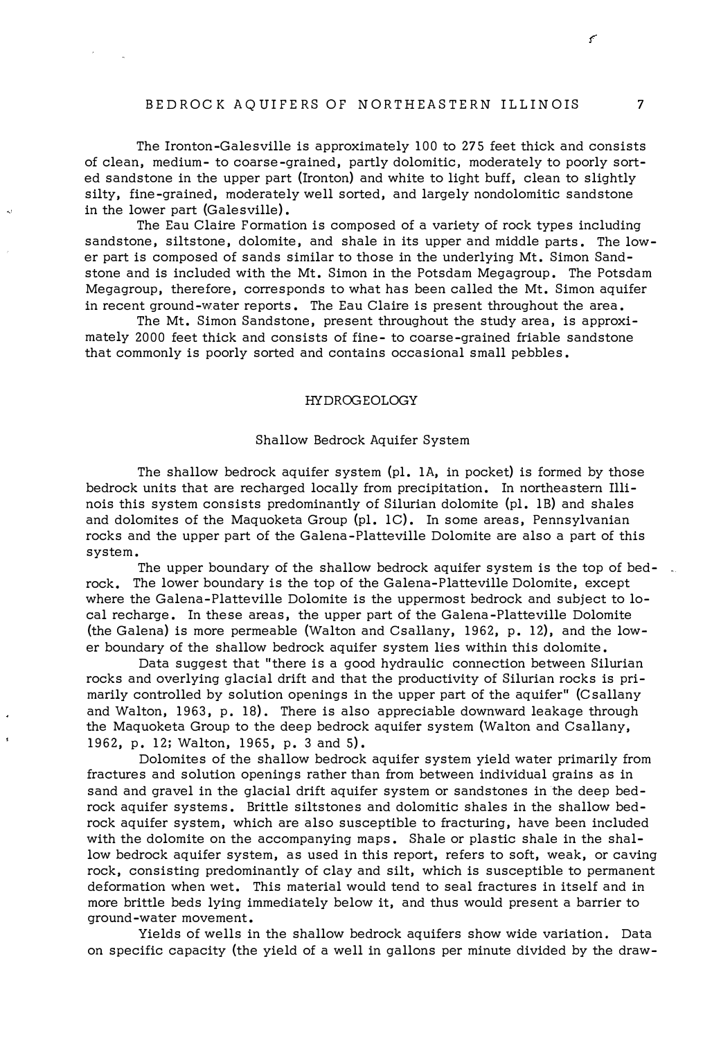The Ironton-Galesville is approximately 100 to 275 feet thick and consists of clean, medium- to coarse-grained, partly dolomitic, moderately to poorly sorted sandstone in the upper part (Ironton) and white to light buff, clean to slightly silty, fine-grained, moderately well sorted, and largely nondolomitic sandstone in the lower part (Galesville).

The Eau Claire Formation is composed of a variety of rock types including sandstone, siltstone, dolomite, and shale in its upper and middle parts. The lower part is composed of sands similar to those in the underlying Mt. Simon Sandstone and is included with the Mt. Simon in the Potsdam Megagroup. The Potsdam Megagroup, therefore, corresponds to what has been called the Mt. Simon aquifer in recent ground-water reports. The Eau Claire is present throughout the area.

The Mt. Simon Sandstone, present throughout the study area, is approximately 2000 feet thick and consists of fine- to coarse-grained friable sandstone that commonly is poorly sorted and contains occasional small pebbles.

## HYDROGEOLOGY

### Shallow Bedrock Aquifer System

The shallow bedrock aquifer system (pl. 1A, in pocket) is formed by those bedrock units that are recharged locally from precipitation. In northeastern Illinois this system consists predominantly of Silurian dolomite (pl. 1B) and shales and dolomites of the Maquoketa Group (pl. 1C). In some areas, Pennsylvanian rocks and the upper part of the Galena-Platteville Dolomite are also a part of this system.

The upper boundary of the shallow bedrock aquifer system is the top of bedrock. The lower boundary is the top of the Galena-Platteville Dolomite, except where the Galena-Platteville Dolomite is the uppermost bedrock and subject to local recharge. In these areas, the upper part of the Galena-Platteville Dolomite (the Galena) is more permeable (Walton and Csallany, 1962, p. 12), and the lower boundary of the shallow bedrock aquifer system lies within this dolomite.

Data suggest that "there is a good hydraulic connection between Silurian rocks and overlying glacial drift and that the productivity of Silurian rocks is primarily controlled by solution openings in the upper part of the aquifer" (Csallany and Walton, 1963, p. 18). There is also appreciable downward leakage through the Maquoketa Group to the deep bedrock aquifer system (Walton and Csallany, 1962, p. 12; Walton, 1965, p. 3 and 5).

Dolomites of the shallow bedrock aquifer system yield water primarily from fractures and solution openings rather than from between individual grains as in sand and gravel in the glacial drift aquifer system or sandstones in the deep bedrock aquifer systems. Brittle siltstones and dolomitic shales in the shallow bedrock aquifer system, which are also susceptible to fracturing, have been included with the dolomite on the accompanying maps. Shale or plastic shale in the shallow bedrock aquifer system, as used in this report, refers to soft, weak, or caving rock, consisting predominantly of clay and silt, which is susceptible to permanent deformation when wet. This material would tend to seal fractures in itself and in more brittle beds lying immediately below it, and thus would present a barrier to ground-water movement.

Yields of wells in the shallow bedrock aquifers show wide variation. Data on specific capacity (the yield of a well in gallons per minute divided by the draw-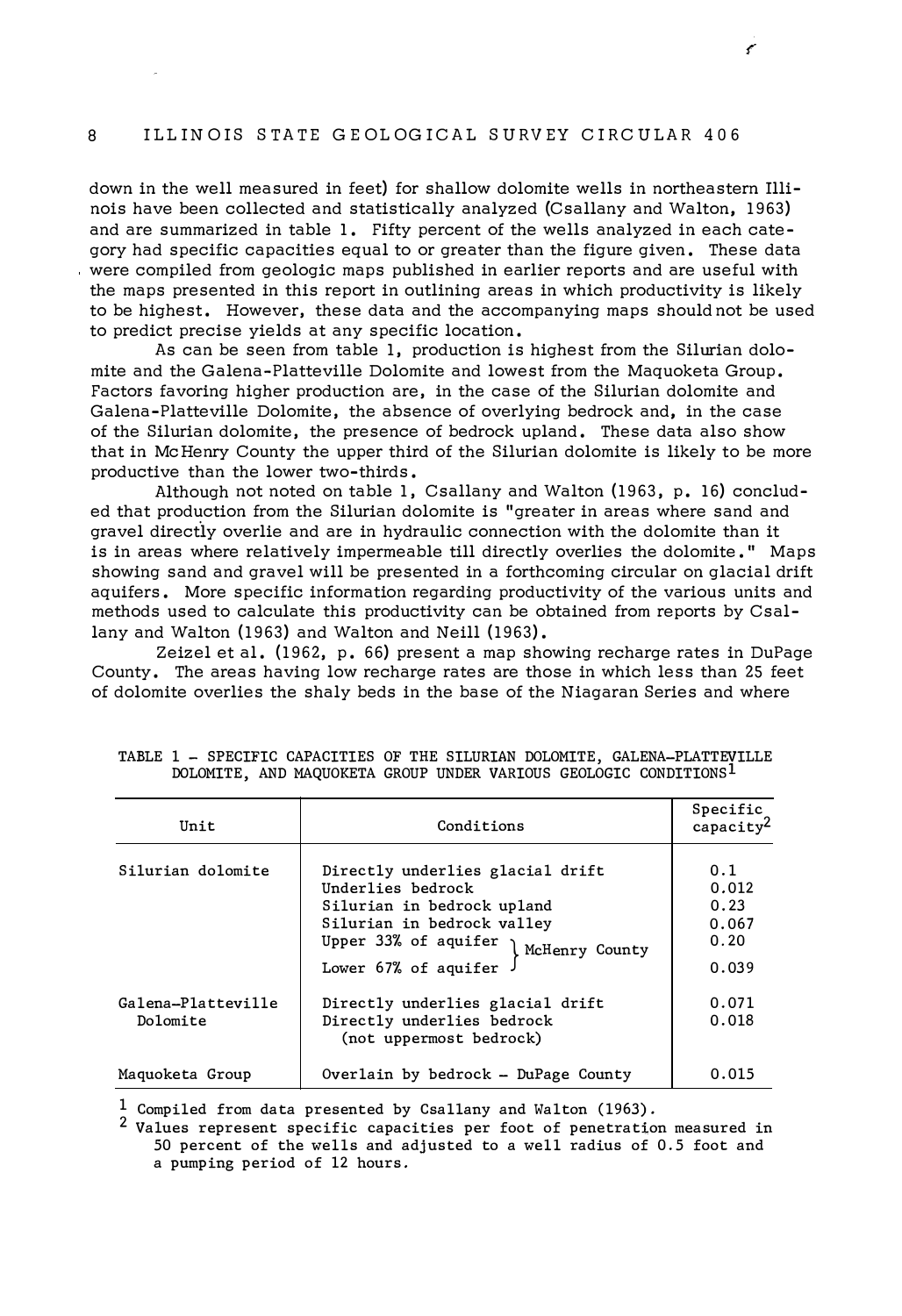down in the well measured in feet) for shallow dolomite wells in northeastern Illinois have been collected and statistically analyzed (Csallany and Walton, 1963) and are summarized in table 1. Fifty percent of the wells analyzed in each category had specific capacities equal to or greater than the figure given. These data were compiled from geologic maps published in earlier reports and are useful with the maps presented in this report in outlining areas in which productivity is likely to be highest. However, these data and the accompanying maps should not be used to predict precise yields at any specific location.

As can be seen from table 1, production is highest from the Silurian dolomite and the Galena-Platteville Dolomite and lowest from the Maquoketa Group. Factors favoring higher production are, in the case of the Silurian dolomite and Galena-Platteville Dolomite, the absence of overlying bedrock and, in the case of the Silurian dolomite, the presence of bedrock upland. These data also show that in McHenry County the upper third of the Silurian dolomite is likely to be more productive than the lower two-thirds.

Although not noted on table 1, Csallany and Walton (1963, p. 16) concluded that production from the Silurian dolomite is "greater in areas where sand and gravel directly overlie and are in hydraulic connection with the dolomite than it is in areas where relatively impermeable till directly overlies the dolomite." Maps showing sand and gravel will be presented in a forthcoming circular on glacial drift aquifers. More specific information regarding productivity of the various units and methods used to calculate this productivity can be obtained from reports by Csallany and Walton (1963) and Walton and Neill (1963).

Zeizel et al. (1962, p. 66) present a map showing recharge rates in DuPage County. The areas having low recharge rates are those in which less than 25 feet of dolomite overlies the shaly beds in the base of the Niagaran Series and where

TABLE 1 - SPECIFIC CAPACITIES OF THE SILURIAN DOLOMITE, GALENA-PLATTEVILLE DOLOMITE, AND MAQUOKETA GROUP UNDER VARIOUS GEOLOGIC CONDITIONS[1]

| Unit | Conditions | Specific capacity[2] |
|---|---|---|
| Silurian dolomite | Directly underlies glacial drift | 0.1 |
| | Underlies bedrock | 0.012 |
| | Silurian in bedrock upland | 0.23 |
| | Silurian in bedrock valley | 0.067 |
| | Upper 33% of aquifer (McHenry County) | 0.20 |
| | Lower 67% of aquifer (McHenry County) | 0.039 |
| Galena-Platteville Dolomite | Directly underlies glacial drift | 0.071 |
| | Directly underlies bedrock (not uppermost bedrock) | 0.018 |
| Maquoketa Group | Overlain by bedrock - DuPage County | 0.015 |

[1] Compiled from data presented by Csallany and Walton (1963).

[2] Values represent specific capacities per foot of penetration measured in 50 percent of the wells and adjusted to a well radius of 0.5 foot and a pumping period of 12 hours.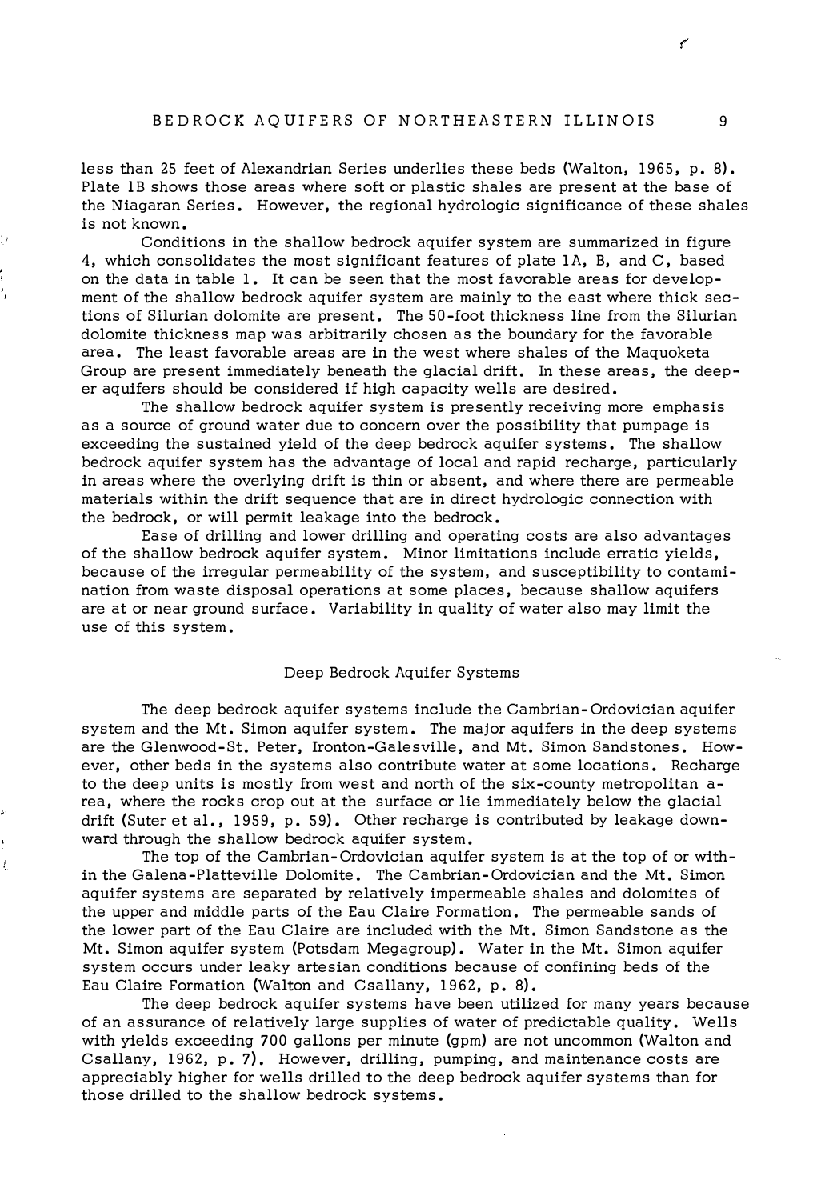less than 25 feet of Alexandrian Series underlies these beds (Walton, 1965, p. 8). Plate 1B shows those areas where soft or plastic shales are present at the base of the Niagaran Series. However, the regional hydrologic significance of these shales is not known.

Conditions in the shallow bedrock aquifer system are summarized in figure 4, which consolidates the most significant features of plate 1A, B, and C, based on the data in table 1. It can be seen that the most favorable areas for development of the shallow bedrock aquifer system are mainly to the east where thick sections of Silurian dolomite are present. The 50-foot thickness line from the Silurian dolomite thickness map was arbitrarily chosen as the boundary for the favorable area. The least favorable areas are in the west where shales of the Maquoketa Group are present immediately beneath the glacial drift. In these areas, the deeper aquifers should be considered if high capacity wells are desired.

The shallow bedrock aquifer system is presently receiving more emphasis as a source of ground water due to concern over the possibility that pumpage is exceeding the sustained yield of the deep bedrock aquifer systems. The shallow bedrock aquifer system has the advantage of local and rapid recharge, particularly in areas where the overlying drift is thin or absent, and where there are permeable materials within the drift sequence that are in direct hydrologic connection with the bedrock, or will permit leakage into the bedrock.

Ease of drilling and lower drilling and operating costs are also advantages of the shallow bedrock aquifer system. Minor limitations include erratic yields, because of the irregular permeability of the system, and susceptibility to contamination from waste disposal operations at some places, because shallow aquifers are at or near ground surface. Variability in quality of water also may limit the use of this system.

## Deep Bedrock Aquifer Systems

The deep bedrock aquifer systems include the Cambrian-Ordovician aquifer system and the Mt. Simon aquifer system. The major aquifers in the deep systems are the Glenwood-St. Peter, Ironton-Galesville, and Mt. Simon Sandstones. However, other beds in the systems also contribute water at some locations. Recharge to the deep units is mostly from west and north of the six-county metropolitan area, where the rocks crop out at the surface or lie immediately below the glacial drift (Suter et al., 1959, p. 59). Other recharge is contributed by leakage downward through the shallow bedrock aquifer system.

The top of the Cambrian-Ordovician aquifer system is at the top of or within the Galena-Platteville Dolomite. The Cambrian-Ordovician and the Mt. Simon aquifer systems are separated by relatively impermeable shales and dolomites of the upper and middle parts of the Eau Claire Formation. The permeable sands of the lower part of the Eau Claire are included with the Mt. Simon Sandstone as the Mt. Simon aquifer system (Potsdam Megagroup). Water in the Mt. Simon aquifer system occurs under leaky artesian conditions because of confining beds of the Eau Claire Formation (Walton and Csallany, 1962, p. 8).

The deep bedrock aquifer systems have been utilized for many years because of an assurance of relatively large supplies of water of predictable quality. Wells with yields exceeding 700 gallons per minute (gpm) are not uncommon (Walton and Csallany, 1962, p. 7). However, drilling, pumping, and maintenance costs are appreciably higher for wells drilled to the deep bedrock aquifer systems than for those drilled to the shallow bedrock systems.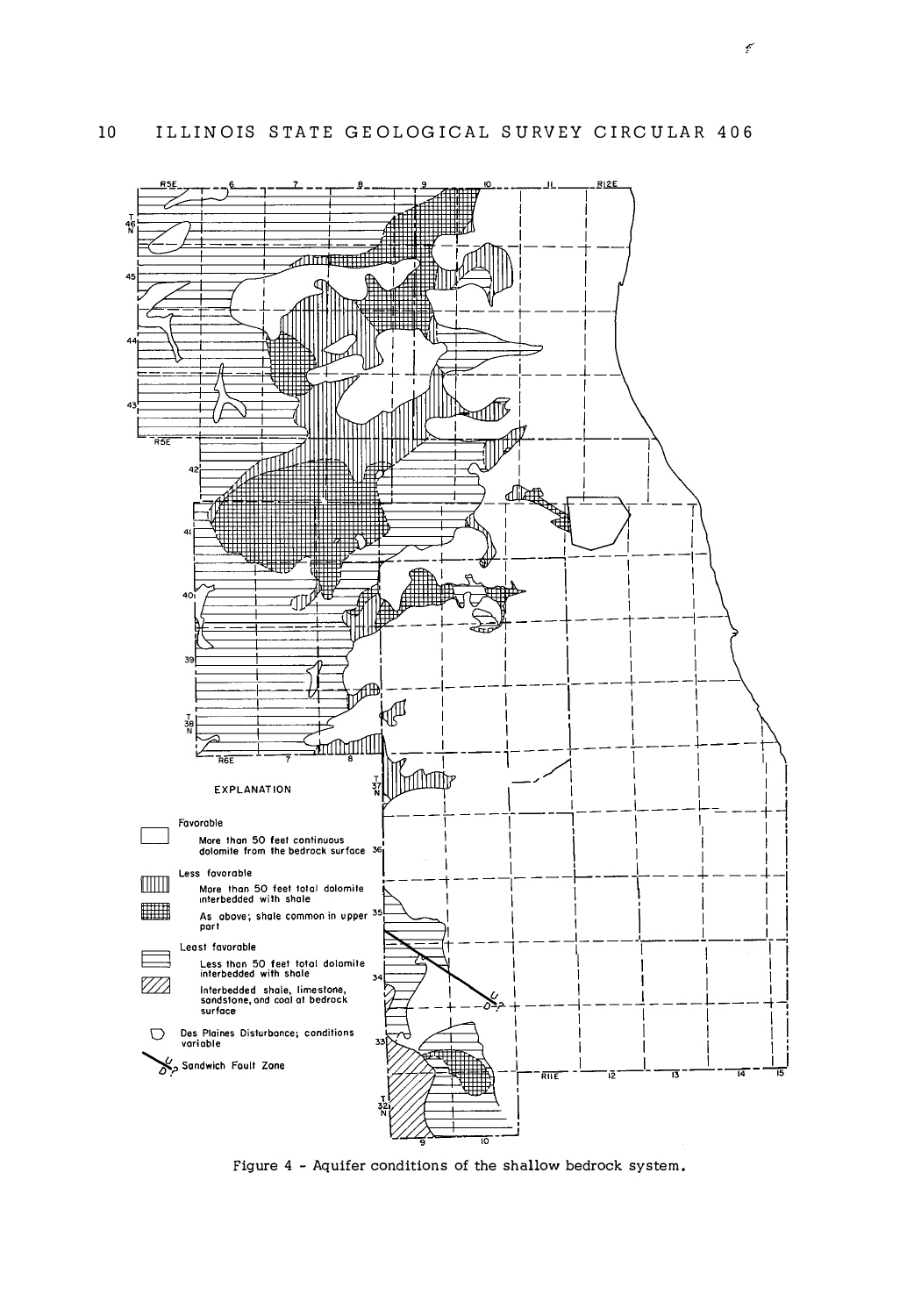EXPLANATION

Favorable

More than 50 feet continuous dolomite from the bedrock surface

Less favorable

More than 50 feet total dolomite interbedded with shale

As above; shale common in upper part

Least favorable

Less than 50 feet total dolomite interbedded with shale

Interbedded shale, limestone, sandstone, and coal at bedrock surface

Des Plaines Disturbance; conditions variable

Sandwich Fault Zone

Figure 4 - Aquifer conditions of the shallow bedrock system.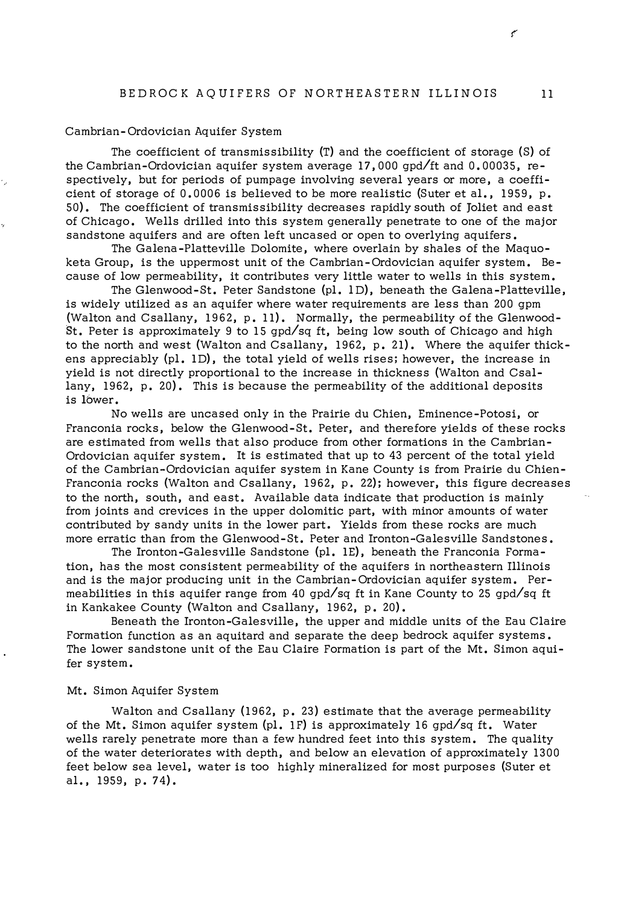## Cambrian-Ordovician Aquifer System

The coefficient of transmissibility (T) and the coefficient of storage (S) of the Cambrian-Ordovician aquifer system average 17,000 gpd/ft and 0.00035, respectively, but for periods of pumpage involving several years or more, a coefficient of storage of 0.0006 is believed to be more realistic (Suter et al., 1959, p. 50). The coefficient of transmissibility decreases rapidly south of Joliet and east of Chicago. Wells drilled into this system generally penetrate to one of the major sandstone aquifers and are often left uncased or open to overlying aquifers.

The Galena-Platteville Dolomite, where overlain by shales of the Maquoketa Group, is the uppermost unit of the Cambrian-Ordovician aquifer system. Because of low permeability, it contributes very little water to wells in this system.

The Glenwood-St. Peter Sandstone (pl. 1D), beneath the Galena-Platteville, is widely utilized as an aquifer where water requirements are less than 200 gpm (Walton and Csallany, 1962, p. 11). Normally, the permeability of the Glenwood-St. Peter is approximately 9 to 15 gpd/sq ft, being low south of Chicago and high to the north and west (Walton and Csallany, 1962, p. 21). Where the aquifer thickens appreciably (pl. 1D), the total yield of wells rises; however, the increase in yield is not directly proportional to the increase in thickness (Walton and Csallany, 1962, p. 20). This is because the permeability of the additional deposits is lower.

No wells are uncased only in the Prairie du Chien, Eminence-Potosi, or Franconia rocks, below the Glenwood-St. Peter, and therefore yields of these rocks are estimated from wells that also produce from other formations in the Cambrian-Ordovician aquifer system. It is estimated that up to 43 percent of the total yield of the Cambrian-Ordovician aquifer system in Kane County is from Prairie du Chien-Franconia rocks (Walton and Csallany, 1962, p. 22); however, this figure decreases to the north, south, and east. Available data indicate that production is mainly from joints and crevices in the upper dolomitic part, with minor amounts of water contributed by sandy units in the lower part. Yields from these rocks are much more erratic than from the Glenwood-St. Peter and Ironton-Galesville Sandstones.

The Ironton-Galesville Sandstone (pl. 1E), beneath the Franconia Formation, has the most consistent permeability of the aquifers in northeastern Illinois and is the major producing unit in the Cambrian-Ordovician aquifer system. Permeabilities in this aquifer range from 40 gpd/sq ft in Kane County to 25 gpd/sq ft in Kankakee County (Walton and Csallany, 1962, p. 20).

Beneath the Ironton-Galesville, the upper and middle units of the Eau Claire Formation function as an aquitard and separate the deep bedrock aquifer systems. The lower sandstone unit of the Eau Claire Formation is part of the Mt. Simon aquifer system.

## Mt. Simon Aquifer System

Walton and Csallany (1962, p. 23) estimate that the average permeability of the Mt. Simon aquifer system (pl. 1F) is approximately 16 gpd/sq ft. Water wells rarely penetrate more than a few hundred feet into this system. The quality of the water deteriorates with depth, and below an elevation of approximately 1300 feet below sea level, water is too highly mineralized for most purposes (Suter et al., 1959, p. 74).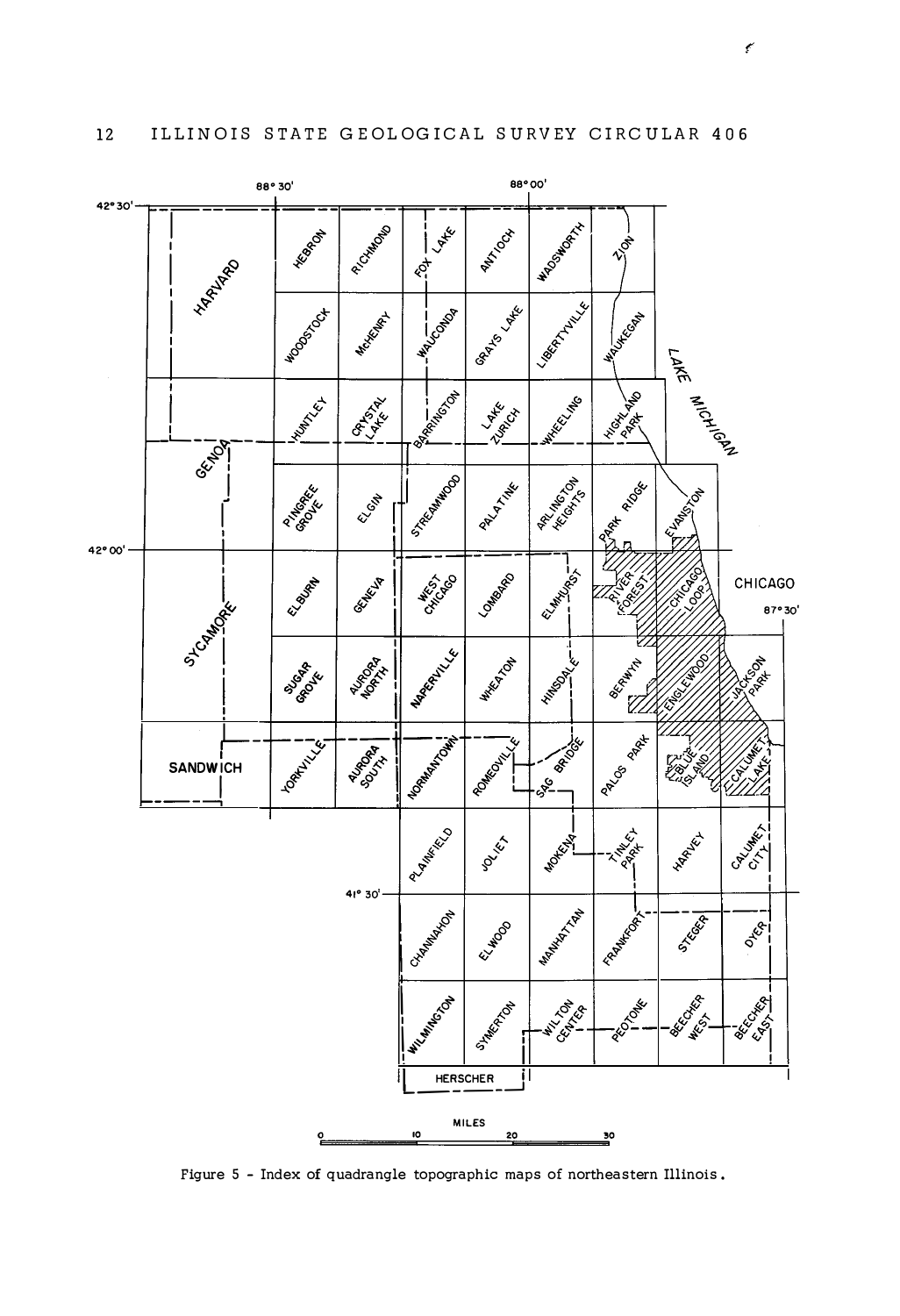Figure 5 - Index of quadrangle topographic maps of northeastern Illinois.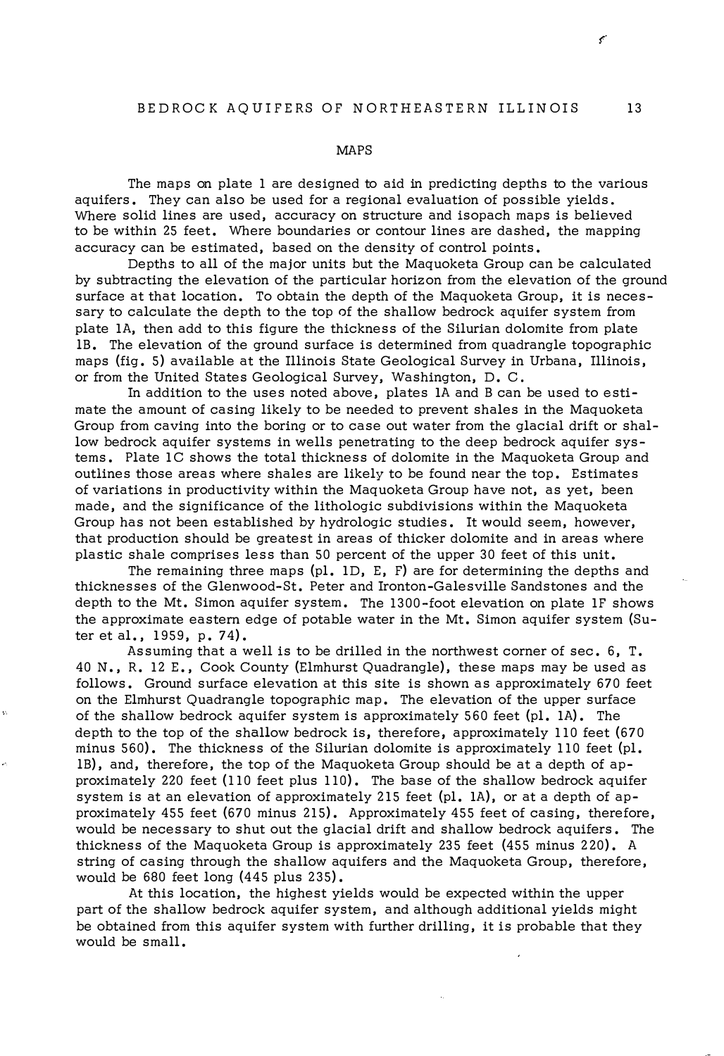## MAPS

The maps on plate 1 are designed to aid in predicting depths to the various aquifers. They can also be used for a regional evaluation of possible yields. Where solid lines are used, accuracy on structure and isopach maps is believed to be within 25 feet. Where boundaries or contour lines are dashed, the mapping accuracy can be estimated, based on the density of control points.

Depths to all of the major units but the Maquoketa Group can be calculated by subtracting the elevation of the particular horizon from the elevation of the ground surface at that location. To obtain the depth of the Maquoketa Group, it is necessary to calculate the depth to the top of the shallow bedrock aquifer system from plate 1A, then add to this figure the thickness of the Silurian dolomite from plate 1B. The elevation of the ground surface is determined from quadrangle topographic maps (fig. 5) available at the Illinois State Geological Survey in Urbana, Illinois, or from the United States Geological Survey, Washington, D. C.

In addition to the uses noted above, plates 1A and B can be used to estimate the amount of casing likely to be needed to prevent shales in the Maquoketa Group from caving into the boring or to case out water from the glacial drift or shallow bedrock aquifer systems in wells penetrating to the deep bedrock aquifer systems. Plate 1C shows the total thickness of dolomite in the Maquoketa Group and outlines those areas where shales are likely to be found near the top. Estimates of variations in productivity within the Maquoketa Group have not, as yet, been made, and the significance of the lithologic subdivisions within the Maquoketa Group has not been established by hydrologic studies. It would seem, however, that production should be greatest in areas of thicker dolomite and in areas where plastic shale comprises less than 50 percent of the upper 30 feet of this unit.

The remaining three maps (pl. 1D, E, F) are for determining the depths and thicknesses of the Glenwood-St. Peter and Ironton-Galesville Sandstones and the depth to the Mt. Simon aquifer system. The 1300-foot elevation on plate 1F shows the approximate eastern edge of potable water in the Mt. Simon aquifer system (Suter et al., 1959, p. 74).

Assuming that a well is to be drilled in the northwest corner of sec. 6, T. 40 N., R. 12 E., Cook County (Elmhurst Quadrangle), these maps may be used as follows. Ground surface elevation at this site is shown as approximately 670 feet on the Elmhurst Quadrangle topographic map. The elevation of the upper surface of the shallow bedrock aquifer system is approximately 560 feet (pl. 1A). The depth to the top of the shallow bedrock is, therefore, approximately 110 feet (670 minus 560). The thickness of the Silurian dolomite is approximately 110 feet (pl. 1B), and, therefore, the top of the Maquoketa Group should be at a depth of approximately 220 feet (110 feet plus 110). The base of the shallow bedrock aquifer system is at an elevation of approximately 215 feet (pl. 1A), or at a depth of approximately 455 feet (670 minus 215). Approximately 455 feet of casing, therefore, would be necessary to shut out the glacial drift and shallow bedrock aquifers. The thickness of the Maquoketa Group is approximately 235 feet (455 minus 220). A string of casing through the shallow aquifers and the Maquoketa Group, therefore, would be 680 feet long (445 plus 235).

At this location, the highest yields would be expected within the upper part of the shallow bedrock aquifer system, and although additional yields might be obtained from this aquifer system with further drilling, it is probable that they would be small.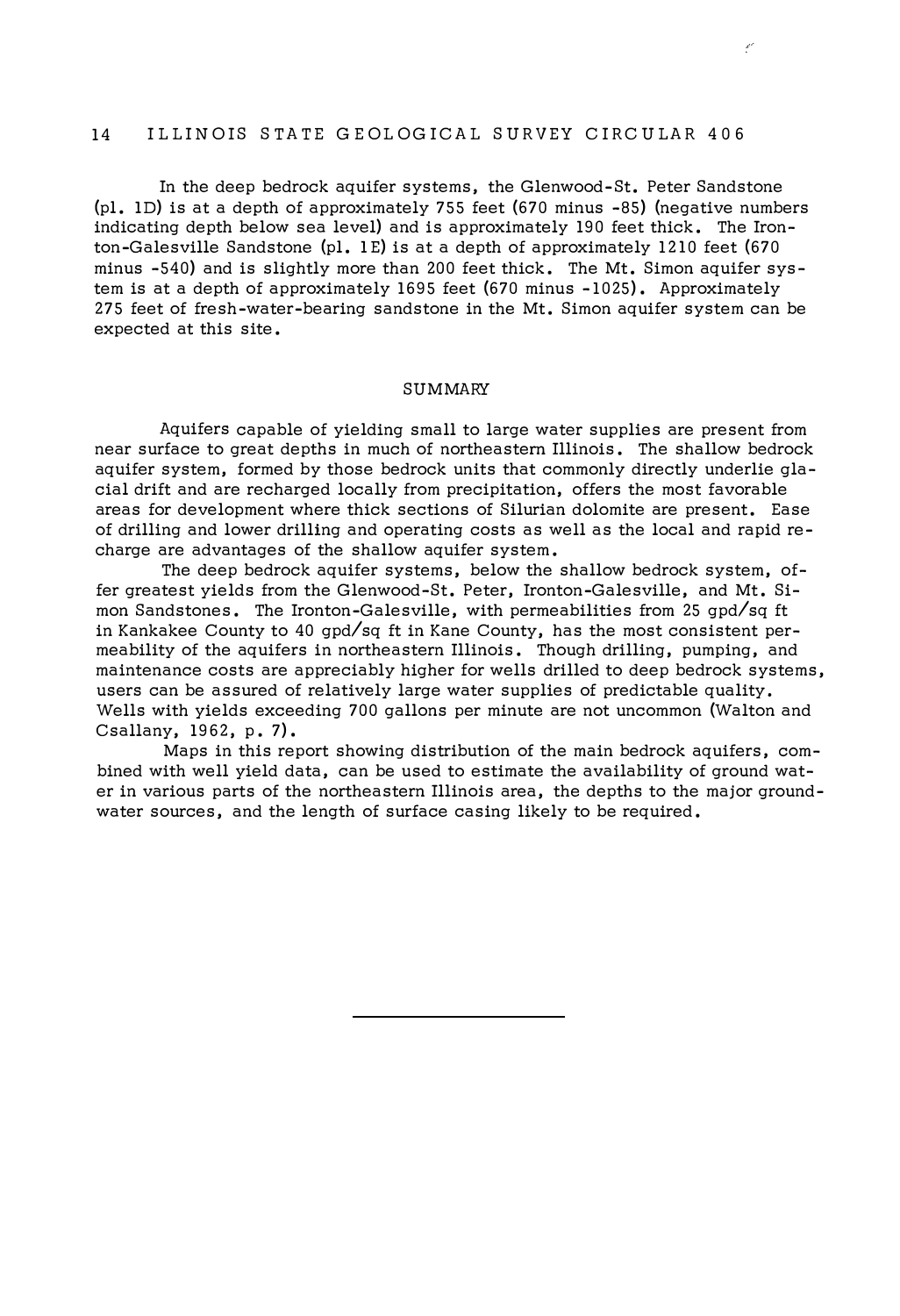In the deep bedrock aquifer systems, the Glenwood-St. Peter Sandstone (pl. 1D) is at a depth of approximately 755 feet (670 minus -85) (negative numbers indicating depth below sea level) and is approximately 190 feet thick. The Ironton-Galesville Sandstone (pl. 1E) is at a depth of approximately 1210 feet (670 minus -540) and is slightly more than 200 feet thick. The Mt. Simon aquifer system is at a depth of approximately 1695 feet (670 minus -1025). Approximately 275 feet of fresh-water-bearing sandstone in the Mt. Simon aquifer system can be expected at this site.

## SUMMARY

Aquifers capable of yielding small to large water supplies are present from near surface to great depths in much of northeastern Illinois. The shallow bedrock aquifer system, formed by those bedrock units that commonly directly underlie glacial drift and are recharged locally from precipitation, offers the most favorable areas for development where thick sections of Silurian dolomite are present. Ease of drilling and lower drilling and operating costs as well as the local and rapid recharge are advantages of the shallow aquifer system.

The deep bedrock aquifer systems, below the shallow bedrock system, offer greatest yields from the Glenwood-St. Peter, Ironton-Galesville, and Mt. Simon Sandstones. The Ironton-Galesville, with permeabilities from 25 gpd/sq ft in Kankakee County to 40 gpd/sq ft in Kane County, has the most consistent permeability of the aquifers in northeastern Illinois. Though drilling, pumping, and maintenance costs are appreciably higher for wells drilled to deep bedrock systems, users can be assured of relatively large water supplies of predictable quality. Wells with yields exceeding 700 gallons per minute are not uncommon (Walton and Csallany, 1962, p. 7).

Maps in this report showing distribution of the main bedrock aquifers, combined with well yield data, can be used to estimate the availability of ground water in various parts of the northeastern Illinois area, the depths to the major groundwater sources, and the length of surface casing likely to be required.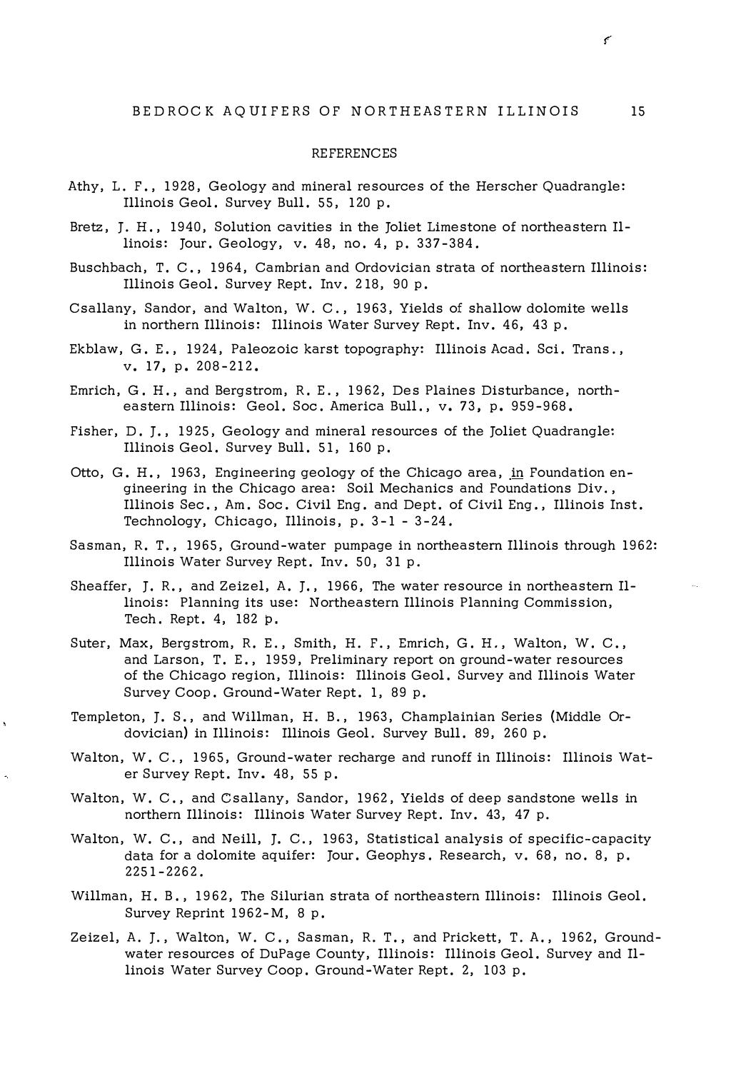## REFERENCES

Athy, L. F., 1928, Geology and mineral resources of the Herscher Quadrangle: Illinois Geol. Survey Bull. 55, 120 p.

Bretz, J. H., 1940, Solution cavities in the Joliet Limestone of northeastern Illinois: Jour. Geology, v. 48, no. 4, p. 337-384.

Buschbach, T. C., 1964, Cambrian and Ordovician strata of northeastern Illinois: Illinois Geol. Survey Rept. Inv. 218, 90 p.

Csallany, Sandor, and Walton, W. C., 1963, Yields of shallow dolomite wells in northern Illinois: Illinois Water Survey Rept. Inv. 46, 43 p.

Ekblaw, G. E., 1924, Paleozoic karst topography: Illinois Acad. Sci. Trans., v. 17, p. 208-212.

Emrich, G. H., and Bergstrom, R. E., 1962, Des Plaines Disturbance, northeastern Illinois: Geol. Soc. America Bull., v. 73, p. 959-968.

Fisher, D. J., 1925, Geology and mineral resources of the Joliet Quadrangle: Illinois Geol. Survey Bull. 51, 160 p.

Otto, G. H., 1963, Engineering geology of the Chicago area, in Foundation engineering in the Chicago area: Soil Mechanics and Foundations Div., Illinois Sec., Am. Soc. Civil Eng. and Dept. of Civil Eng., Illinois Inst. Technology, Chicago, Illinois, p. 3-1 - 3-24.

Sasman, R. T., 1965, Ground-water pumpage in northeastern Illinois through 1962: Illinois Water Survey Rept. Inv. 50, 31 p.

Sheaffer, J. R., and Zeizel, A. J., 1966, The water resource in northeastern Illinois: Planning its use: Northeastern Illinois Planning Commission, Tech. Rept. 4, 182 p.

Suter, Max, Bergstrom, R. E., Smith, H. F., Emrich, G. H., Walton, W. C., and Larson, T. E., 1959, Preliminary report on ground-water resources of the Chicago region, Illinois: Illinois Geol. Survey and Illinois Water Survey Coop. Ground-Water Rept. 1, 89 p.

Templeton, J. S., and Willman, H. B., 1963, Champlainian Series (Middle Ordovician) in Illinois: Illinois Geol. Survey Bull. 89, 260 p.

Walton, W. C., 1965, Ground-water recharge and runoff in Illinois: Illinois Water Survey Rept. Inv. 48, 55 p.

Walton, W. C., and Csallany, Sandor, 1962, Yields of deep sandstone wells in northern Illinois: Illinois Water Survey Rept. Inv. 43, 47 p.

Walton, W. C., and Neill, J. C., 1963, Statistical analysis of specific-capacity data for a dolomite aquifer: Jour. Geophys. Research, v. 68, no. 8, p. 2251-2262.

Willman, H. B., 1962, The Silurian strata of northeastern Illinois: Illinois Geol. Survey Reprint 1962-M, 8 p.

Zeizel, A. J., Walton, W. C., Sasman, R. T., and Prickett, T. A., 1962, Ground-water resources of DuPage County, Illinois: Illinois Geol. Survey and Illinois Water Survey Coop. Ground-Water Rept. 2, 103 p.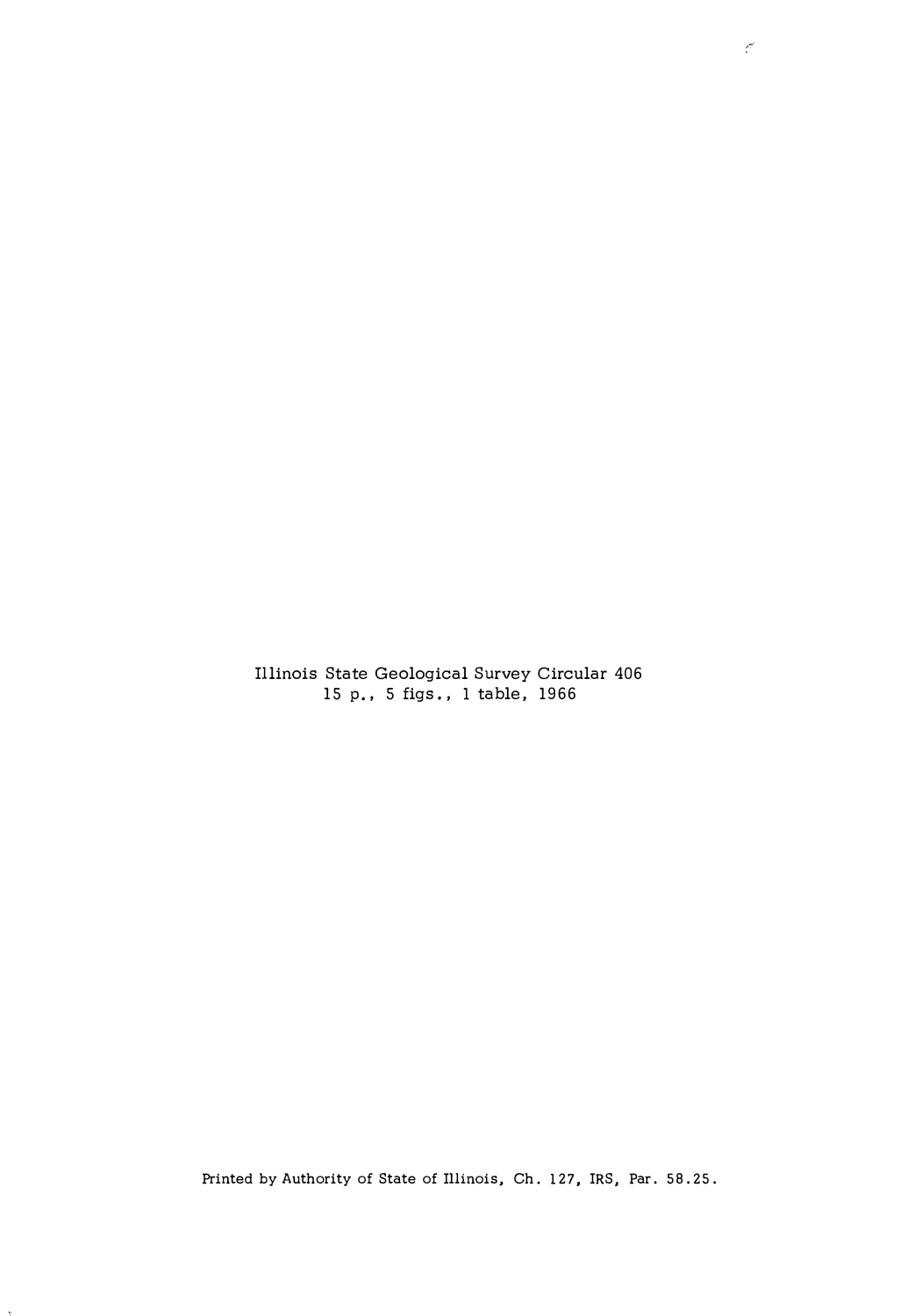Illinois State Geological Survey Circular 406
15 p., 5 figs., 1 table, 1966

Printed by Authority of State of Illinois, Ch. 127, IRS, Par. 58.25.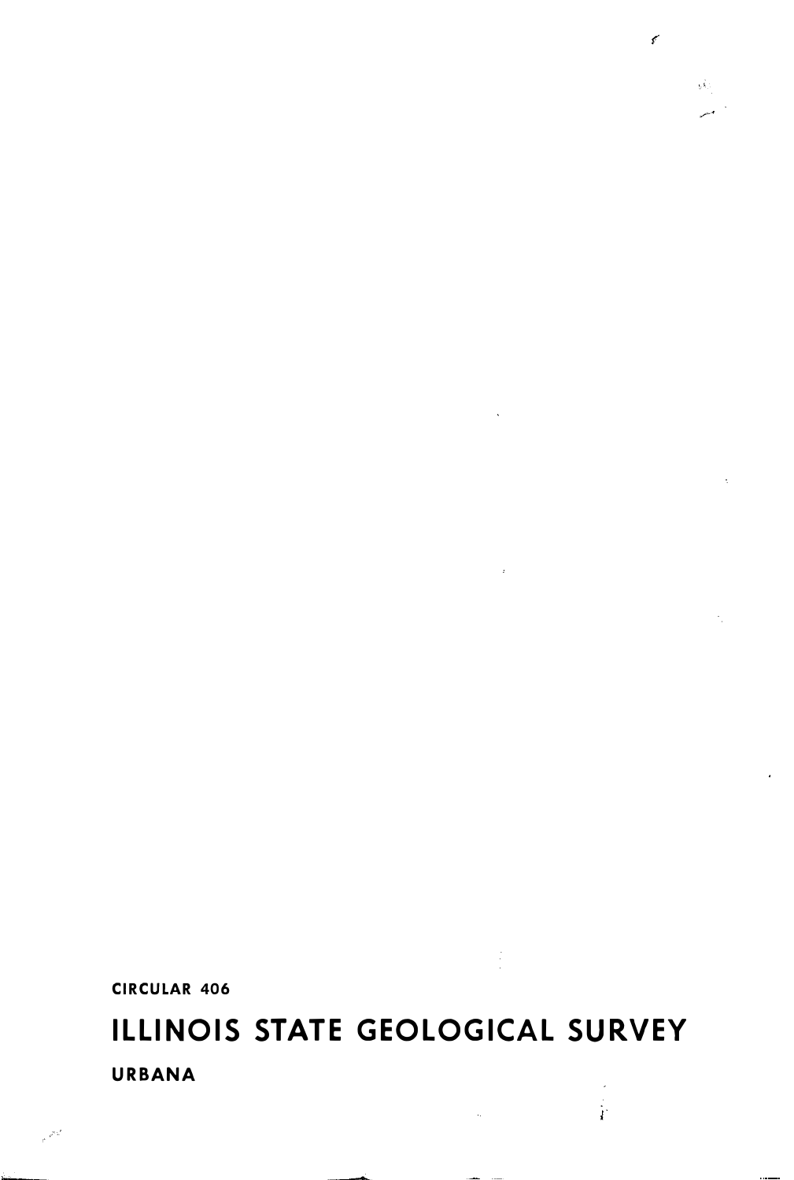CIRCULAR 406

# ILLINOIS STATE GEOLOGICAL SURVEY

URBANA